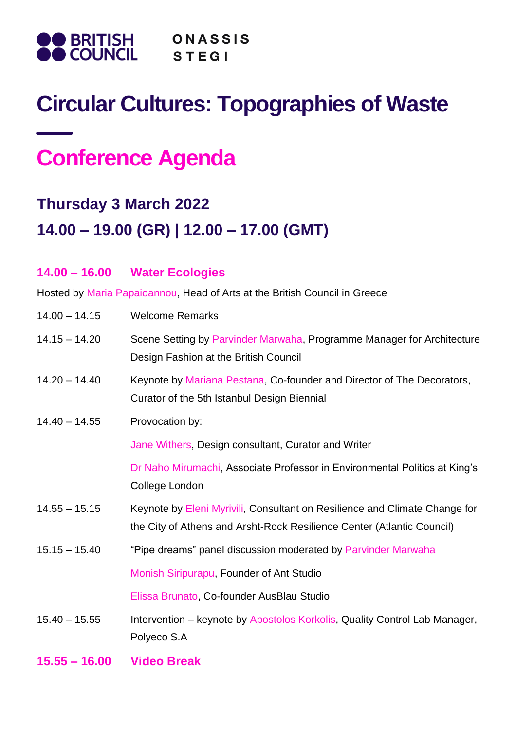BRITISH COUNCIL ONASSIS STEGI

# Circular Cultures: Topographies of Waste

## Conference Agenda

### Thursday 3 March 2022

### 14.00 – 19.00 (GR) | 12.00 – 17.00 (GMT)

**14.00 – 16.00 Water Ecologies**

Hosted by Maria Papaioannou, Head of Arts at the British Council in Greece

| | |
|---|---|
| 14.00 – 14.15 | Welcome Remarks |
| 14.15 – 14.20 | Scene Setting by Parvinder Marwaha, Programme Manager for Architecture Design Fashion at the British Council |
| 14.20 – 14.40 | Keynote by Mariana Pestana, Co-founder and Director of The Decorators, Curator of the 5th Istanbul Design Biennial |
| 14.40 – 14.55 | Provocation by: |
| | Jane Withers, Design consultant, Curator and Writer |
| | Dr Naho Mirumachi, Associate Professor in Environmental Politics at King's College London |
| 14.55 – 15.15 | Keynote by Eleni Myrivili, Consultant on Resilience and Climate Change for the City of Athens and Arsht-Rock Resilience Center (Atlantic Council) |
| 15.15 – 15.40 | "Pipe dreams" panel discussion moderated by Parvinder Marwaha |
| | Monish Siripurapu, Founder of Ant Studio |
| | Elissa Brunato, Co-founder AusBlau Studio |
| 15.40 – 15.55 | Intervention – keynote by Apostolos Korkolis, Quality Control Lab Manager, Polyeco S.A |

**15.55 – 16.00 Video Break**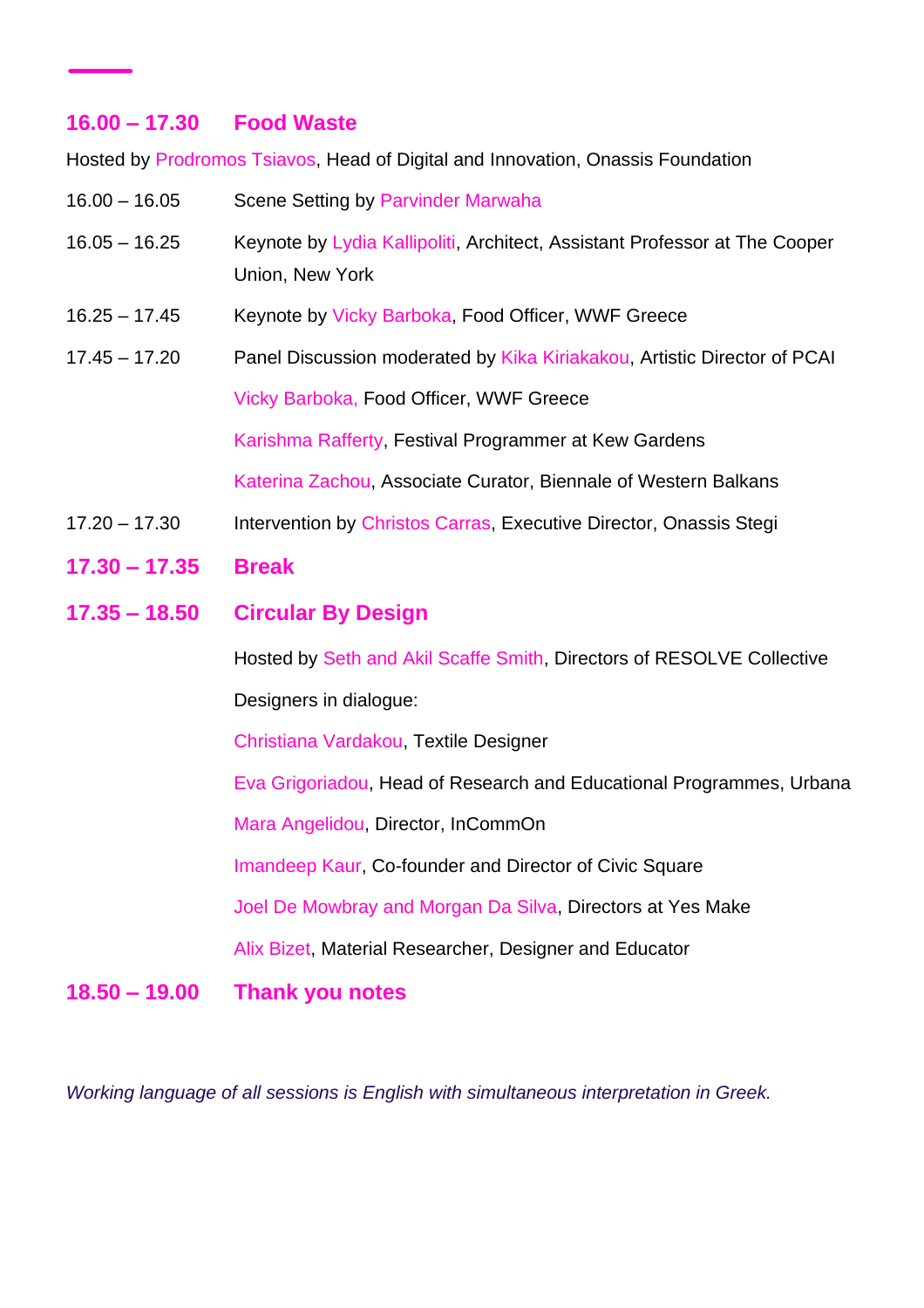## 16.00 – 17.30 Food Waste

Hosted by Prodromos Tsiavos, Head of Digital and Innovation, Onassis Foundation

16.00 – 16.05 Scene Setting by Parvinder Marwaha

16.05 – 16.25 Keynote by Lydia Kallipoliti, Architect, Assistant Professor at The Cooper Union, New York

16.25 – 17.45 Keynote by Vicky Barboka, Food Officer, WWF Greece

17.45 – 17.20 Panel Discussion moderated by Kika Kiriakakou, Artistic Director of PCAI

Vicky Barboka, Food Officer, WWF Greece

Karishma Rafferty, Festival Programmer at Kew Gardens

Katerina Zachou, Associate Curator, Biennale of Western Balkans

17.20 – 17.30 Intervention by Christos Carras, Executive Director, Onassis Stegi

## 17.30 – 17.35 Break

## 17.35 – 18.50 Circular By Design

Hosted by Seth and Akil Scaffe Smith, Directors of RESOLVE Collective

Designers in dialogue:

Christiana Vardakou, Textile Designer

Eva Grigoriadou, Head of Research and Educational Programmes, Urbana

Mara Angelidou, Director, InCommOn

Imandeep Kaur, Co-founder and Director of Civic Square

Joel De Mowbray and Morgan Da Silva, Directors at Yes Make

Alix Bizet, Material Researcher, Designer and Educator

## 18.50 – 19.00 Thank you notes

*Working language of all sessions is English with simultaneous interpretation in Greek.*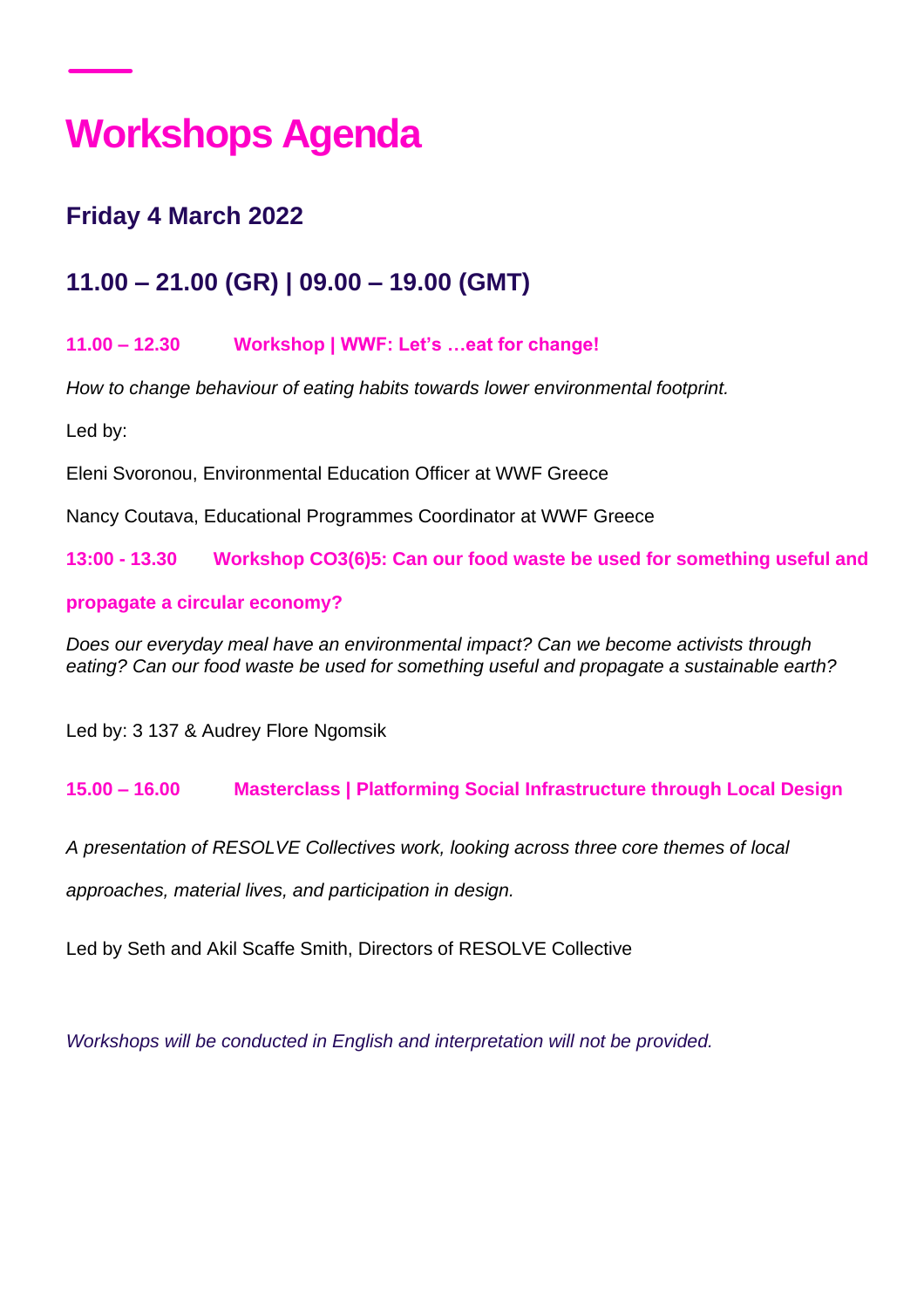# Workshops Agenda

## Friday 4 March 2022

## 11.00 – 21.00 (GR) | 09.00 – 19.00 (GMT)

**11.00 – 12.30 Workshop | WWF: Let's …eat for change!**

*How to change behaviour of eating habits towards lower environmental footprint.*

Led by:

Eleni Svoronou, Environmental Education Officer at WWF Greece

Nancy Coutava, Educational Programmes Coordinator at WWF Greece

**13:00 - 13.30 Workshop CO3(6)5: Can our food waste be used for something useful and propagate a circular economy?**

*Does our everyday meal have an environmental impact? Can we become activists through eating? Can our food waste be used for something useful and propagate a sustainable earth?*

Led by: 3 137 & Audrey Flore Ngomsik

**15.00 – 16.00 Masterclass | Platforming Social Infrastructure through Local Design**

*A presentation of RESOLVE Collectives work, looking across three core themes of local approaches, material lives, and participation in design.*

Led by Seth and Akil Scaffe Smith, Directors of RESOLVE Collective

*Workshops will be conducted in English and interpretation will not be provided.*